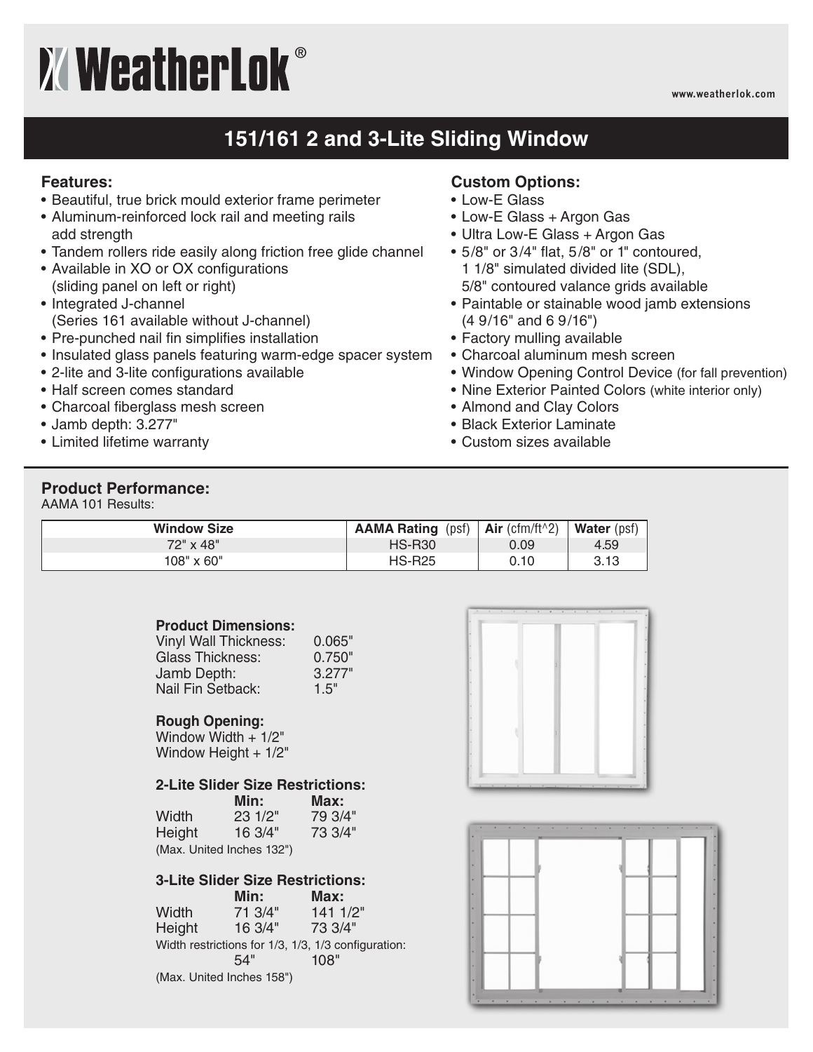# WeatherLok®

www.weatherlok.com

## 151/161 2 and 3-Lite Sliding Window

### Features:

- Beautiful, true brick mould exterior frame perimeter
- Aluminum-reinforced lock rail and meeting rails add strength
- Tandem rollers ride easily along friction free glide channel
- Available in XO or OX configurations (sliding panel on left or right)
- Integrated J-channel (Series 161 available without J-channel)
- Pre-punched nail fin simplifies installation
- Insulated glass panels featuring warm-edge spacer system
- 2-lite and 3-lite configurations available
- Half screen comes standard
- Charcoal fiberglass mesh screen
- Jamb depth: 3.277"
- Limited lifetime warranty

### Custom Options:

- Low-E Glass
- Low-E Glass + Argon Gas
- Ultra Low-E Glass + Argon Gas
- 5/8" or 3/4" flat, 5/8" or 1" contoured, 1 1/8" simulated divided lite (SDL), 5/8" contoured valance grids available
- Paintable or stainable wood jamb extensions (4 9/16" and 6 9/16")
- Factory mulling available
- Charcoal aluminum mesh screen
- Window Opening Control Device (for fall prevention)
- Nine Exterior Painted Colors (white interior only)
- Almond and Clay Colors
- Black Exterior Laminate
- Custom sizes available

### Product Performance:

AAMA 101 Results:

| Window Size | AAMA Rating (psf) | Air (cfm/ft^2) | Water (psf) |
|---|---|---|---|
| 72" x 48" | HS-R30 | 0.09 | 4.59 |
| 108" x 60" | HS-R25 | 0.10 | 3.13 |

**Product Dimensions:**

| | |
|---|---|
| Vinyl Wall Thickness: | 0.065" |
| Glass Thickness: | 0.750" |
| Jamb Depth: | 3.277" |
| Nail Fin Setback: | 1.5" |

**Rough Opening:**

Window Width + 1/2"
Window Height + 1/2"

**2-Lite Slider Size Restrictions:**

| | Min: | Max: |
|---|---|---|
| Width | 23 1/2" | 79 3/4" |
| Height | 16 3/4" | 73 3/4" |

(Max. United Inches 132")

**3-Lite Slider Size Restrictions:**

| | Min: | Max: |
|---|---|---|
| Width | 71 3/4" | 141 1/2" |
| Height | 16 3/4" | 73 3/4" |

Width restrictions for 1/3, 1/3, 1/3 configuration:

| Min: | Max: |
|---|---|
| 54" | 108" |

(Max. United Inches 158")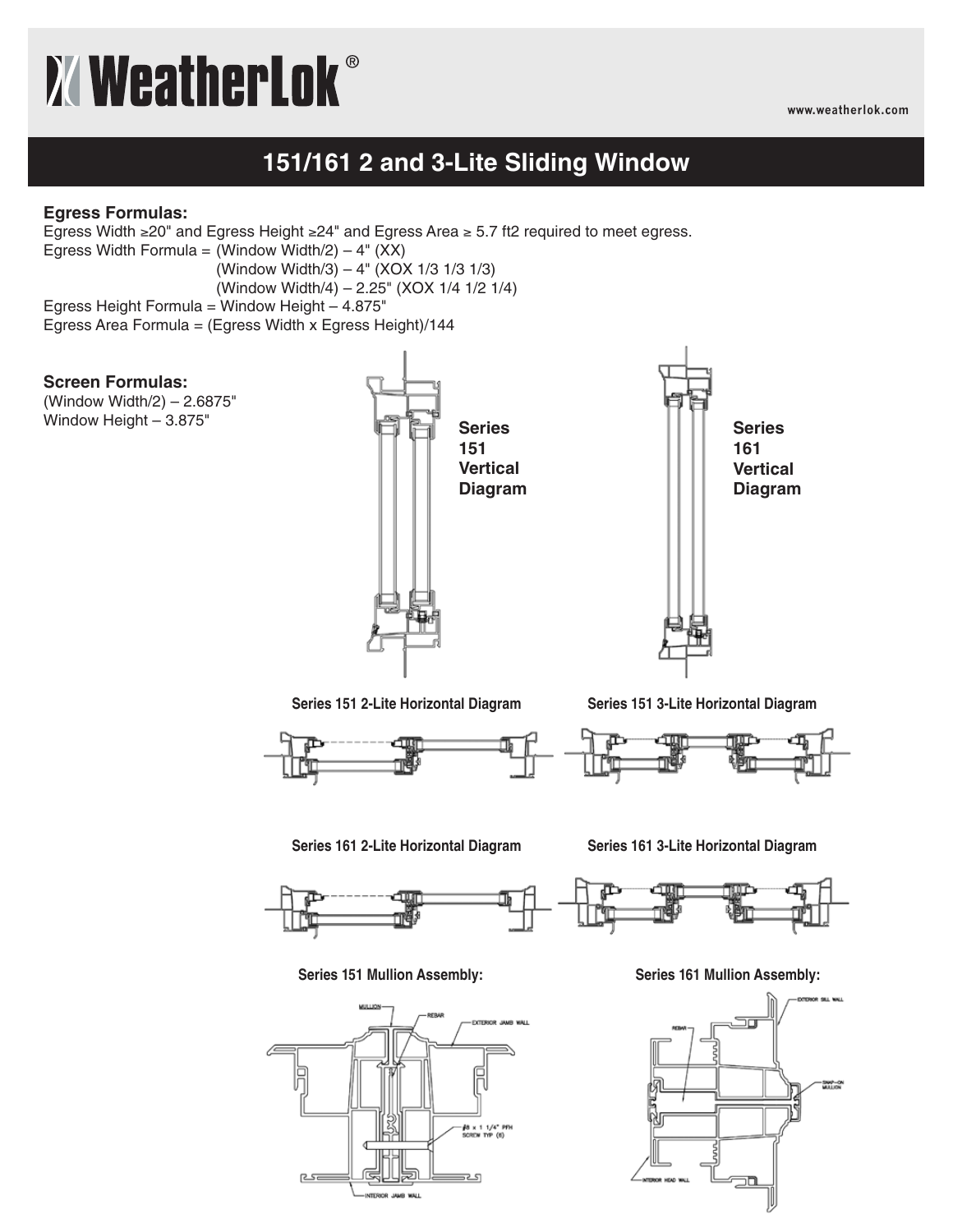# WeatherLok®

www.weatherlok.com

## 151/161 2 and 3-Lite Sliding Window

**Egress Formulas:**

Egress Width ≥20" and Egress Height ≥24" and Egress Area ≥ 5.7 ft2 required to meet egress.

Egress Width Formula = (Window Width/2) – 4" (XX)

(Window Width/3) – 4" (XOX 1/3 1/3 1/3)

(Window Width/4) – 2.25" (XOX 1/4 1/2 1/4)

Egress Height Formula = Window Height – 4.875"

Egress Area Formula = (Egress Width x Egress Height)/144

**Screen Formulas:**

(Window Width/2) – 2.6875"

Window Height – 3.875"

**Series 151 Vertical Diagram**

**Series 161 Vertical Diagram**

**Series 151 2-Lite Horizontal Diagram**

**Series 151 3-Lite Horizontal Diagram**

**Series 161 2-Lite Horizontal Diagram**

**Series 161 3-Lite Horizontal Diagram**

**Series 151 Mullion Assembly:**

MULLION

REBAR

EXTERIOR JAMB WALL

#8 x 1 1/4" PFH SCREW TYP (6)

INTERIOR JAMB WALL

**Series 161 Mullion Assembly:**

EXTERIOR SILL WALL

REBAR

SNAP-ON MULLION

INTERIOR HEAD WALL